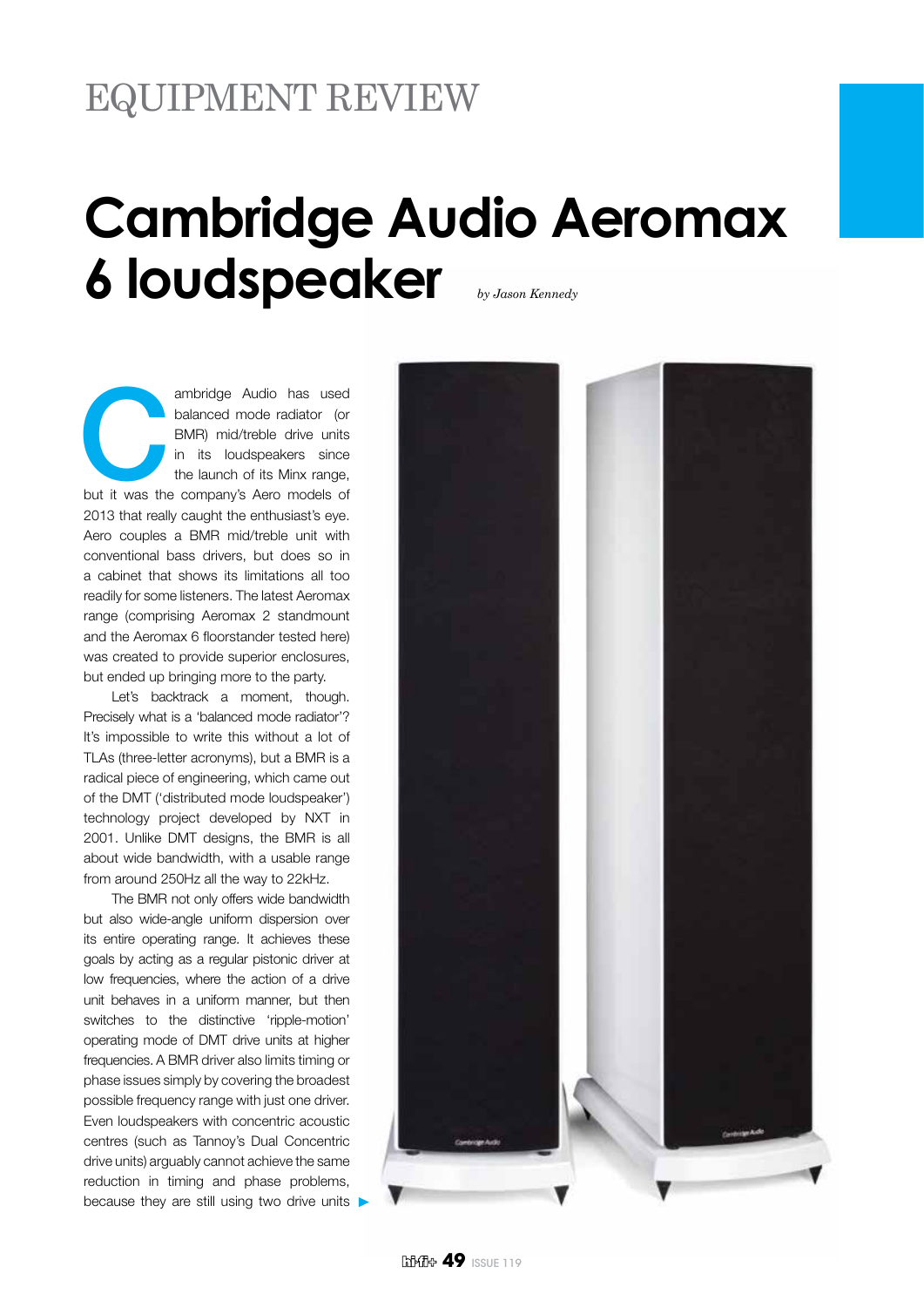# EQUIPMENT REVIEW

# Cambridge Audio Aeromax 6 loudspeaker

*by Jason Kennedy*

Cambridge Audio has used balanced mode radiator (or BMR) mid/treble drive units in its loudspeakers since the launch of its Minx range, but it was the company's Aero models of 2013 that really caught the enthusiast's eye. Aero couples a BMR mid/treble unit with conventional bass drivers, but does so in a cabinet that shows its limitations all too readily for some listeners. The latest Aeromax range (comprising Aeromax 2 standmount and the Aeromax 6 floorstander tested here) was created to provide superior enclosures, but ended up bringing more to the party.

Let's backtrack a moment, though. Precisely what is a 'balanced mode radiator'? It's impossible to write this without a lot of TLAs (three-letter acronyms), but a BMR is a radical piece of engineering, which came out of the DMT ('distributed mode loudspeaker') technology project developed by NXT in 2001. Unlike DMT designs, the BMR is all about wide bandwidth, with a usable range from around 250Hz all the way to 22kHz.

The BMR not only offers wide bandwidth but also wide-angle uniform dispersion over its entire operating range. It achieves these goals by acting as a regular pistonic driver at low frequencies, where the action of a drive unit behaves in a uniform manner, but then switches to the distinctive 'ripple-motion' operating mode of DMT drive units at higher frequencies. A BMR driver also limits timing or phase issues simply by covering the broadest possible frequency range with just one driver. Even loudspeakers with concentric acoustic centres (such as Tannoy's Dual Concentric drive units) arguably cannot achieve the same reduction in timing and phase problems, because they are still using two drive units ▶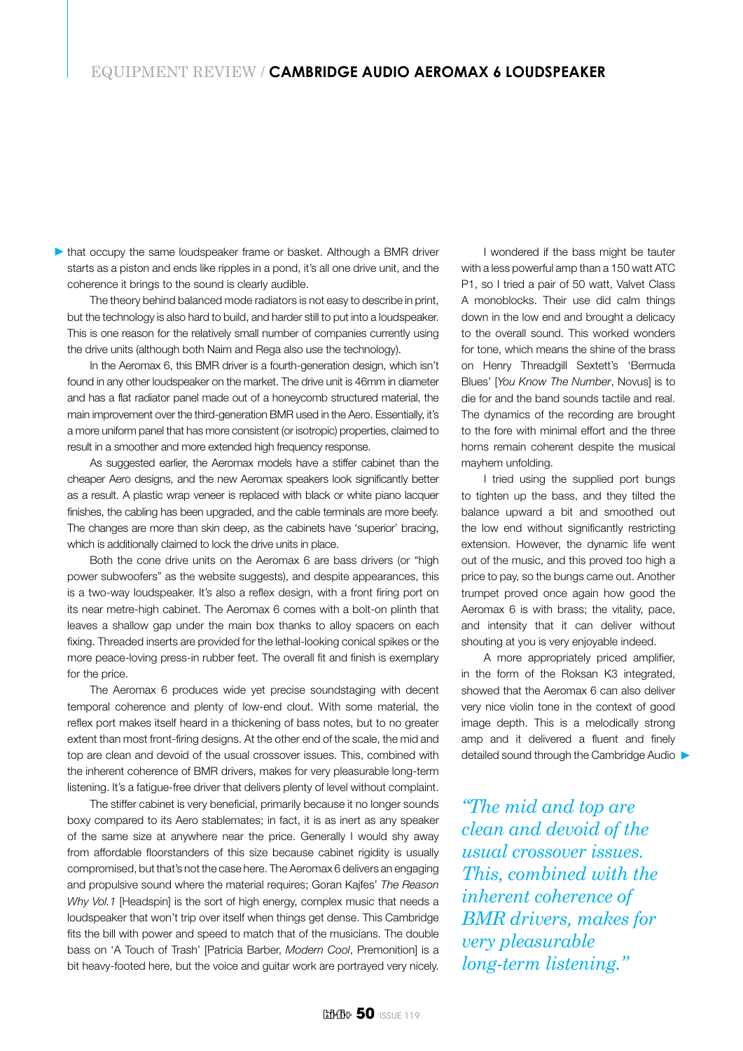that occupy the same loudspeaker frame or basket. Although a BMR driver starts as a piston and ends like ripples in a pond, it's all one drive unit, and the coherence it brings to the sound is clearly audible.

The theory behind balanced mode radiators is not easy to describe in print, but the technology is also hard to build, and harder still to put into a loudspeaker. This is one reason for the relatively small number of companies currently using the drive units (although both Naim and Rega also use the technology).

In the Aeromax 6, this BMR driver is a fourth-generation design, which isn't found in any other loudspeaker on the market. The drive unit is 46mm in diameter and has a flat radiator panel made out of a honeycomb structured material, the main improvement over the third-generation BMR used in the Aero. Essentially, it's a more uniform panel that has more consistent (or isotropic) properties, claimed to result in a smoother and more extended high frequency response.

As suggested earlier, the Aeromax models have a stiffer cabinet than the cheaper Aero designs, and the new Aeromax speakers look significantly better as a result. A plastic wrap veneer is replaced with black or white piano lacquer finishes, the cabling has been upgraded, and the cable terminals are more beefy. The changes are more than skin deep, as the cabinets have 'superior' bracing, which is additionally claimed to lock the drive units in place.

Both the cone drive units on the Aeromax 6 are bass drivers (or "high power subwoofers" as the website suggests), and despite appearances, this is a two-way loudspeaker. It's also a reflex design, with a front firing port on its near metre-high cabinet. The Aeromax 6 comes with a bolt-on plinth that leaves a shallow gap under the main box thanks to alloy spacers on each fixing. Threaded inserts are provided for the lethal-looking conical spikes or the more peace-loving press-in rubber feet. The overall fit and finish is exemplary for the price.

The Aeromax 6 produces wide yet precise soundstaging with decent temporal coherence and plenty of low-end clout. With some material, the reflex port makes itself heard in a thickening of bass notes, but to no greater extent than most front-firing designs. At the other end of the scale, the mid and top are clean and devoid of the usual crossover issues. This, combined with the inherent coherence of BMR drivers, makes for very pleasurable long-term listening. It's a fatigue-free driver that delivers plenty of level without complaint.

The stiffer cabinet is very beneficial, primarily because it no longer sounds boxy compared to its Aero stablemates; in fact, it is as inert as any speaker of the same size at anywhere near the price. Generally I would shy away from affordable floorstanders of this size because cabinet rigidity is usually compromised, but that's not the case here. The Aeromax 6 delivers an engaging and propulsive sound where the material requires; Goran Kajfes' *The Reason Why Vol.1* [Headspin] is the sort of high energy, complex music that needs a loudspeaker that won't trip over itself when things get dense. This Cambridge fits the bill with power and speed to match that of the musicians. The double bass on 'A Touch of Trash' [Patricia Barber, *Modern Cool*, Premonition] is a bit heavy-footed here, but the voice and guitar work are portrayed very nicely.

I wondered if the bass might be tauter with a less powerful amp than a 150 watt ATC P1, so I tried a pair of 50 watt, Valvet Class A monoblocks. Their use did calm things down in the low end and brought a delicacy to the overall sound. This worked wonders for tone, which means the shine of the brass on Henry Threadgill Sextett's 'Bermuda Blues' [*You Know The Number*, Novus] is to die for and the band sounds tactile and real. The dynamics of the recording are brought to the fore with minimal effort and the three horns remain coherent despite the musical mayhem unfolding.

I tried using the supplied port bungs to tighten up the bass, and they tilted the balance upward a bit and smoothed out the low end without significantly restricting extension. However, the dynamic life went out of the music, and this proved too high a price to pay, so the bungs came out. Another trumpet proved once again how good the Aeromax 6 is with brass; the vitality, pace, and intensity that it can deliver without shouting at you is very enjoyable indeed.

A more appropriately priced amplifier, in the form of the Roksan K3 integrated, showed that the Aeromax 6 can also deliver very nice violin tone in the context of good image depth. This is a melodically strong amp and it delivered a fluent and finely detailed sound through the Cambridge Audio

> *"The mid and top are clean and devoid of the usual crossover issues. This, combined with the inherent coherence of BMR drivers, makes for very pleasurable long-term listening."*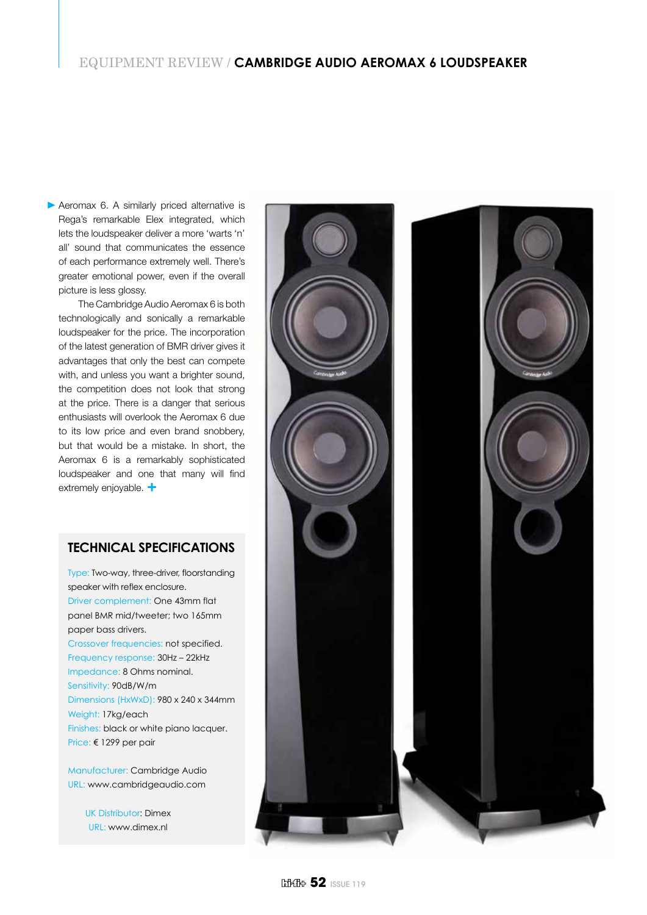Aeromax 6. A similarly priced alternative is Rega's remarkable Elex integrated, which lets the loudspeaker deliver a more 'warts 'n' all' sound that communicates the essence of each performance extremely well. There's greater emotional power, even if the overall picture is less glossy.

The Cambridge Audio Aeromax 6 is both technologically and sonically a remarkable loudspeaker for the price. The incorporation of the latest generation of BMR driver gives it advantages that only the best can compete with, and unless you want a brighter sound, the competition does not look that strong at the price. There is a danger that serious enthusiasts will overlook the Aeromax 6 due to its low price and even brand snobbery, but that would be a mistake. In short, the Aeromax 6 is a remarkably sophisticated loudspeaker and one that many will find extremely enjoyable. +

## TECHNICAL SPECIFICATIONS

Type: Two-way, three-driver, floorstanding speaker with reflex enclosure.
Driver complement: One 43mm flat panel BMR mid/tweeter; two 165mm paper bass drivers.
Crossover frequencies: not specified.
Frequency response: 30Hz – 22kHz
Impedance: 8 Ohms nominal.
Sensitivity: 90dB/W/m
Dimensions (HxWxD): 980 x 240 x 344mm
Weight: 17kg/each
Finishes: black or white piano lacquer.
Price: € 1299 per pair

Manufacturer: Cambridge Audio
URL: www.cambridgeaudio.com

UK Distributor: Dimex
URL: www.dimex.nl